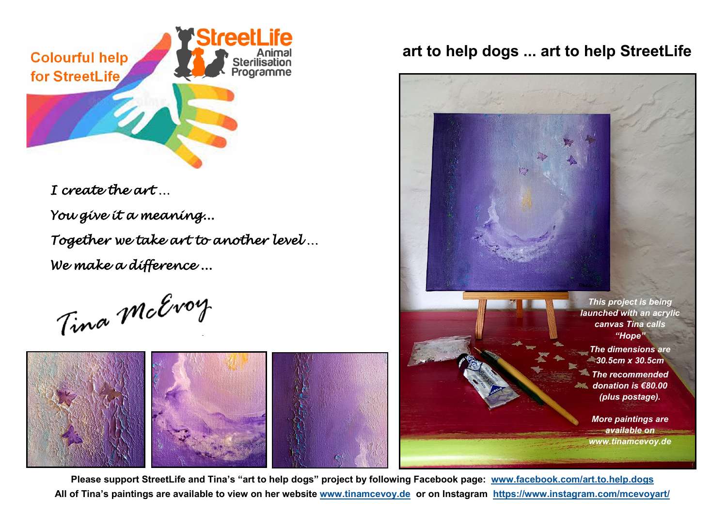Colourful help for StreetLife

StreetLife Animal Sterilisation Programme

# art to help dogs ... art to help StreetLife

*I create the art ...*

*You give it a meaning...*

*Together we take art to another level ...*

*We make a difference ...*

Tina McEvoy

*This project is being launched with an acrylic canvas Tina calls "Hope"*

*The dimensions are 30.5cm x 30.5cm*

*The recommended donation is €80.00 (plus postage).*

*More paintings are available on www.tinamcevoy.de*

**Please support StreetLife and Tina's "art to help dogs" project by following Facebook page: [www.facebook.com/art.to.help.dogs](www.facebook.com/art.to.help.dogs)**

**All of Tina's paintings are available to view on her website [www.tinamcevoy.de](www.tinamcevoy.de) or on Instagram [https://www.instagram.com/mcevoyart/](https://www.instagram.com/mcevoyart/)**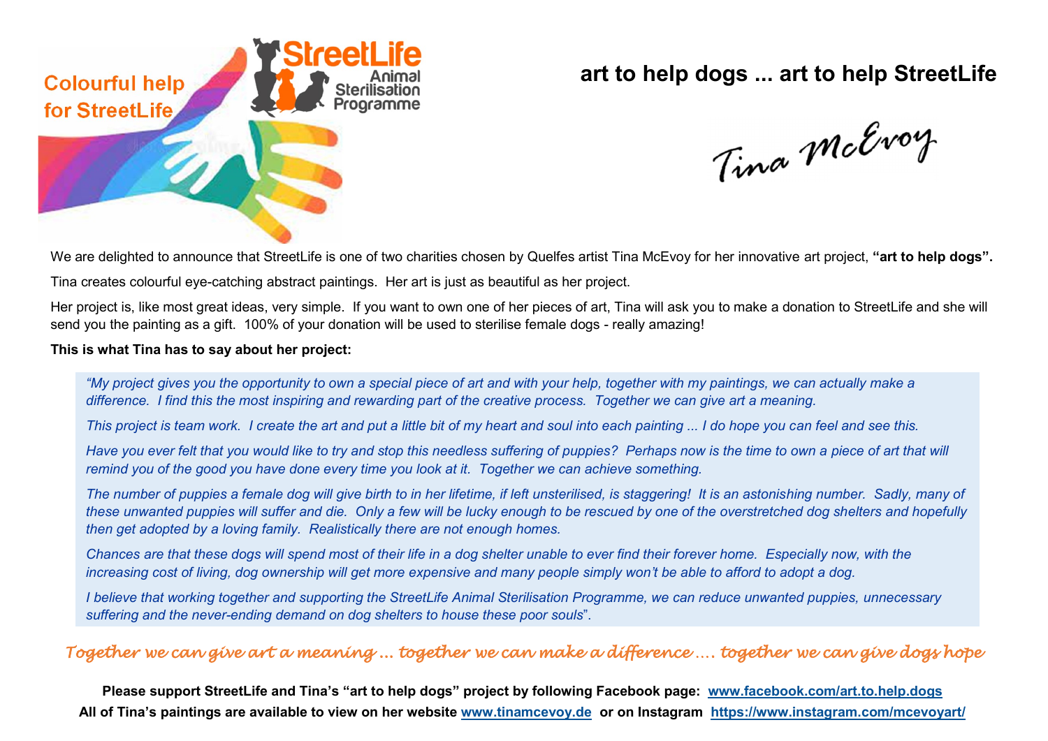Colourful help for StreetLife

StreetLife Animal Sterilisation Programme

## art to help dogs ... art to help StreetLife

Tina McEvoy

We are delighted to announce that StreetLife is one of two charities chosen by Quelfes artist Tina McEvoy for her innovative art project, **"art to help dogs".**

Tina creates colourful eye-catching abstract paintings. Her art is just as beautiful as her project.

Her project is, like most great ideas, very simple. If you want to own one of her pieces of art, Tina will ask you to make a donation to StreetLife and she will send you the painting as a gift. 100% of your donation will be used to sterilise female dogs - really amazing!

**This is what Tina has to say about her project:**

> *"My project gives you the opportunity to own a special piece of art and with your help, together with my paintings, we can actually make a difference. I find this the most inspiring and rewarding part of the creative process. Together we can give art a meaning.*
>
> *This project is team work. I create the art and put a little bit of my heart and soul into each painting ... I do hope you can feel and see this.*
>
> *Have you ever felt that you would like to try and stop this needless suffering of puppies? Perhaps now is the time to own a piece of art that will remind you of the good you have done every time you look at it. Together we can achieve something.*
>
> *The number of puppies a female dog will give birth to in her lifetime, if left unsterilised, is staggering! It is an astonishing number. Sadly, many of these unwanted puppies will suffer and die. Only a few will be lucky enough to be rescued by one of the overstretched dog shelters and hopefully then get adopted by a loving family. Realistically there are not enough homes.*
>
> *Chances are that these dogs will spend most of their life in a dog shelter unable to ever find their forever home. Especially now, with the increasing cost of living, dog ownership will get more expensive and many people simply won't be able to afford to adopt a dog.*
>
> *I believe that working together and supporting the StreetLife Animal Sterilisation Programme, we can reduce unwanted puppies, unnecessary suffering and the never-ending demand on dog shelters to house these poor souls*".

*Together we can give art a meaning ... together we can make a difference .... together we can give dogs hope*

**Please support StreetLife and Tina's "art to help dogs" project by following Facebook page: [www.facebook.com/art.to.help.dogs](www.facebook.com/art.to.help.dogs)**

**All of Tina's paintings are available to view on her website [www.tinamcevoy.de](www.tinamcevoy.de) or on Instagram [https://www.instagram.com/mcevoyart/](https://www.instagram.com/mcevoyart/)**